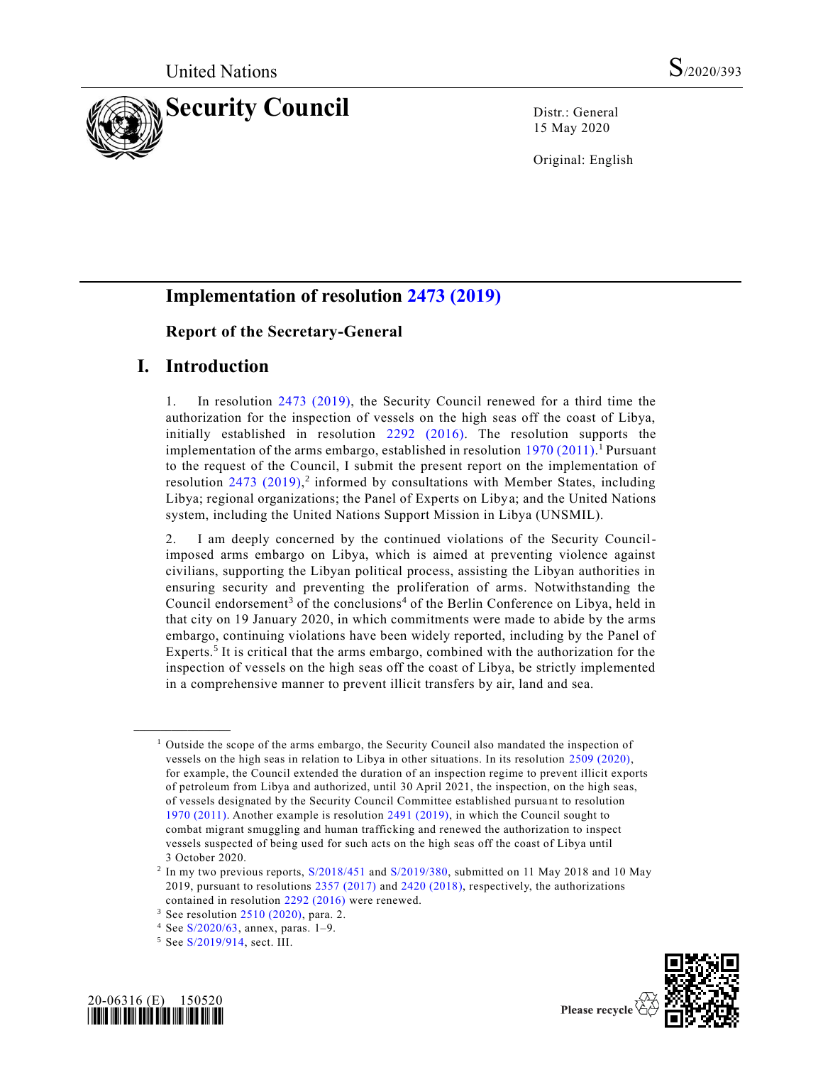United Nations S/2020/393

# Security Council

Distr.: General
15 May 2020

Original: English

## Implementation of resolution 2473 (2019)

### Report of the Secretary-General

## I. Introduction

1. In resolution 2473 (2019), the Security Council renewed for a third time the authorization for the inspection of vessels on the high seas off the coast of Libya, initially established in resolution 2292 (2016). The resolution supports the implementation of the arms embargo, established in resolution 1970 (2011).[1] Pursuant to the request of the Council, I submit the present report on the implementation of resolution 2473 (2019),[2] informed by consultations with Member States, including Libya; regional organizations; the Panel of Experts on Libya; and the United Nations system, including the United Nations Support Mission in Libya (UNSMIL).

2. I am deeply concerned by the continued violations of the Security Council-imposed arms embargo on Libya, which is aimed at preventing violence against civilians, supporting the Libyan political process, assisting the Libyan authorities in ensuring security and preventing the proliferation of arms. Notwithstanding the Council endorsement[3] of the conclusions[4] of the Berlin Conference on Libya, held in that city on 19 January 2020, in which commitments were made to abide by the arms embargo, continuing violations have been widely reported, including by the Panel of Experts.[5] It is critical that the arms embargo, combined with the authorization for the inspection of vessels on the high seas off the coast of Libya, be strictly implemented in a comprehensive manner to prevent illicit transfers by air, land and sea.

---

[1] Outside the scope of the arms embargo, the Security Council also mandated the inspection of vessels on the high seas in relation to Libya in other situations. In its resolution 2509 (2020), for example, the Council extended the duration of an inspection regime to prevent illicit exports of petroleum from Libya and authorized, until 30 April 2021, the inspection, on the high seas, of vessels designated by the Security Council Committee established pursuant to resolution 1970 (2011). Another example is resolution 2491 (2019), in which the Council sought to combat migrant smuggling and human trafficking and renewed the authorization to inspect vessels suspected of being used for such acts on the high seas off the coast of Libya until 3 October 2020.

[2] In my two previous reports, S/2018/451 and S/2019/380, submitted on 11 May 2018 and 10 May 2019, pursuant to resolutions 2357 (2017) and 2420 (2018), respectively, the authorizations contained in resolution 2292 (2016) were renewed.

[3] See resolution 2510 (2020), para. 2.

[4] See S/2020/63, annex, paras. 1–9.

[5] See S/2019/914, sect. III.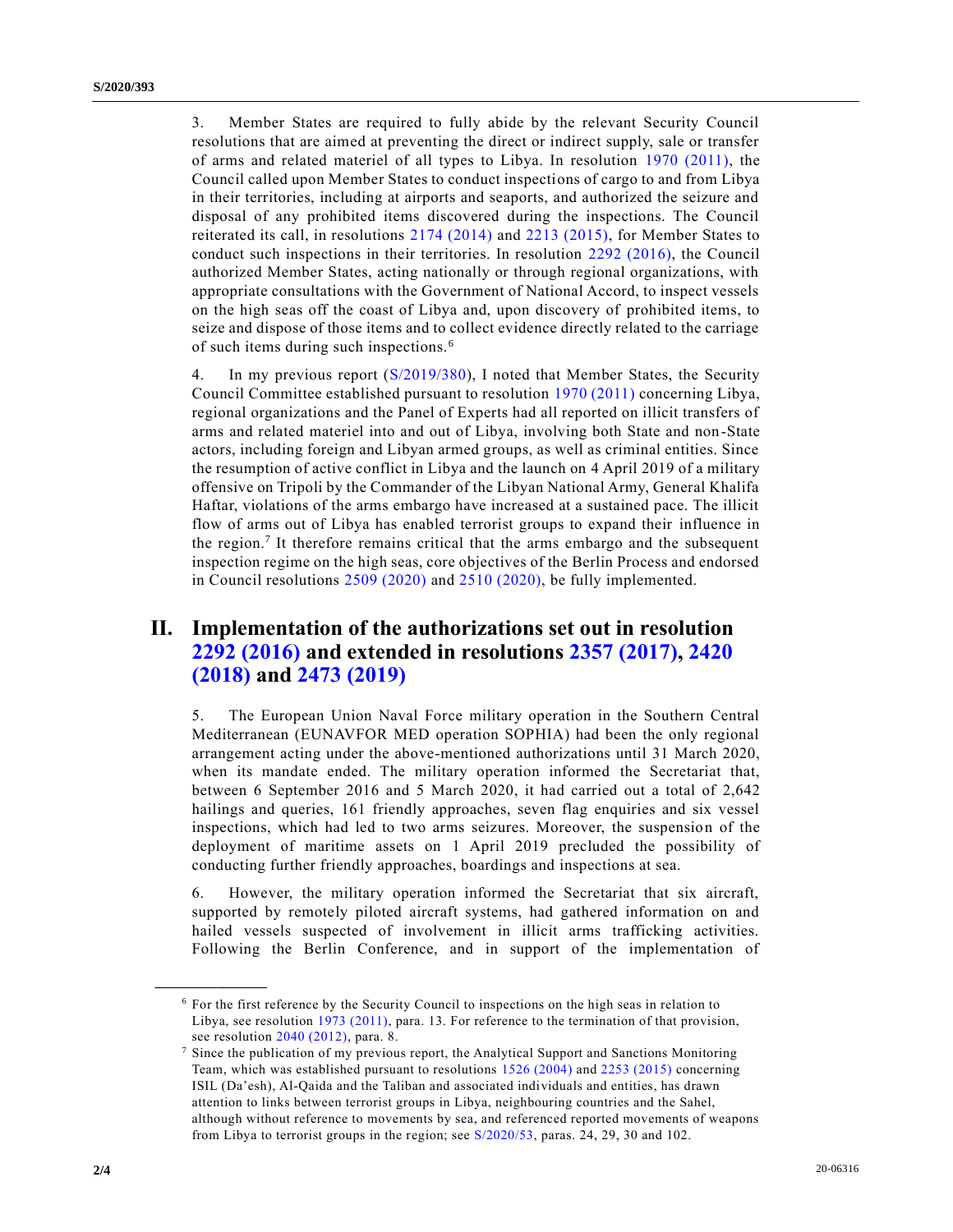3. Member States are required to fully abide by the relevant Security Council resolutions that are aimed at preventing the direct or indirect supply, sale or transfer of arms and related materiel of all types to Libya. In resolution 1970 (2011), the Council called upon Member States to conduct inspections of cargo to and from Libya in their territories, including at airports and seaports, and authorized the seizure and disposal of any prohibited items discovered during the inspections. The Council reiterated its call, in resolutions 2174 (2014) and 2213 (2015), for Member States to conduct such inspections in their territories. In resolution 2292 (2016), the Council authorized Member States, acting nationally or through regional organizations, with appropriate consultations with the Government of National Accord, to inspect vessels on the high seas off the coast of Libya and, upon discovery of prohibited items, to seize and dispose of those items and to collect evidence directly related to the carriage of such items during such inspections.[6]

4. In my previous report (S/2019/380), I noted that Member States, the Security Council Committee established pursuant to resolution 1970 (2011) concerning Libya, regional organizations and the Panel of Experts had all reported on illicit transfers of arms and related materiel into and out of Libya, involving both State and non-State actors, including foreign and Libyan armed groups, as well as criminal entities. Since the resumption of active conflict in Libya and the launch on 4 April 2019 of a military offensive on Tripoli by the Commander of the Libyan National Army, General Khalifa Haftar, violations of the arms embargo have increased at a sustained pace. The illicit flow of arms out of Libya has enabled terrorist groups to expand their influence in the region.[7] It therefore remains critical that the arms embargo and the subsequent inspection regime on the high seas, core objectives of the Berlin Process and endorsed in Council resolutions 2509 (2020) and 2510 (2020), be fully implemented.

## II. Implementation of the authorizations set out in resolution 2292 (2016) and extended in resolutions 2357 (2017), 2420 (2018) and 2473 (2019)

5. The European Union Naval Force military operation in the Southern Central Mediterranean (EUNAVFOR MED operation SOPHIA) had been the only regional arrangement acting under the above-mentioned authorizations until 31 March 2020, when its mandate ended. The military operation informed the Secretariat that, between 6 September 2016 and 5 March 2020, it had carried out a total of 2,642 hailings and queries, 161 friendly approaches, seven flag enquiries and six vessel inspections, which had led to two arms seizures. Moreover, the suspension of the deployment of maritime assets on 1 April 2019 precluded the possibility of conducting further friendly approaches, boardings and inspections at sea.

6. However, the military operation informed the Secretariat that six aircraft, supported by remotely piloted aircraft systems, had gathered information on and hailed vessels suspected of involvement in illicit arms trafficking activities. Following the Berlin Conference, and in support of the implementation of

---

[6] For the first reference by the Security Council to inspections on the high seas in relation to Libya, see resolution 1973 (2011), para. 13. For reference to the termination of that provision, see resolution 2040 (2012), para. 8.

[7] Since the publication of my previous report, the Analytical Support and Sanctions Monitoring Team, which was established pursuant to resolutions 1526 (2004) and 2253 (2015) concerning ISIL (Da'esh), Al-Qaida and the Taliban and associated individuals and entities, has drawn attention to links between terrorist groups in Libya, neighbouring countries and the Sahel, although without reference to movements by sea, and referenced reported movements of weapons from Libya to terrorist groups in the region; see S/2020/53, paras. 24, 29, 30 and 102.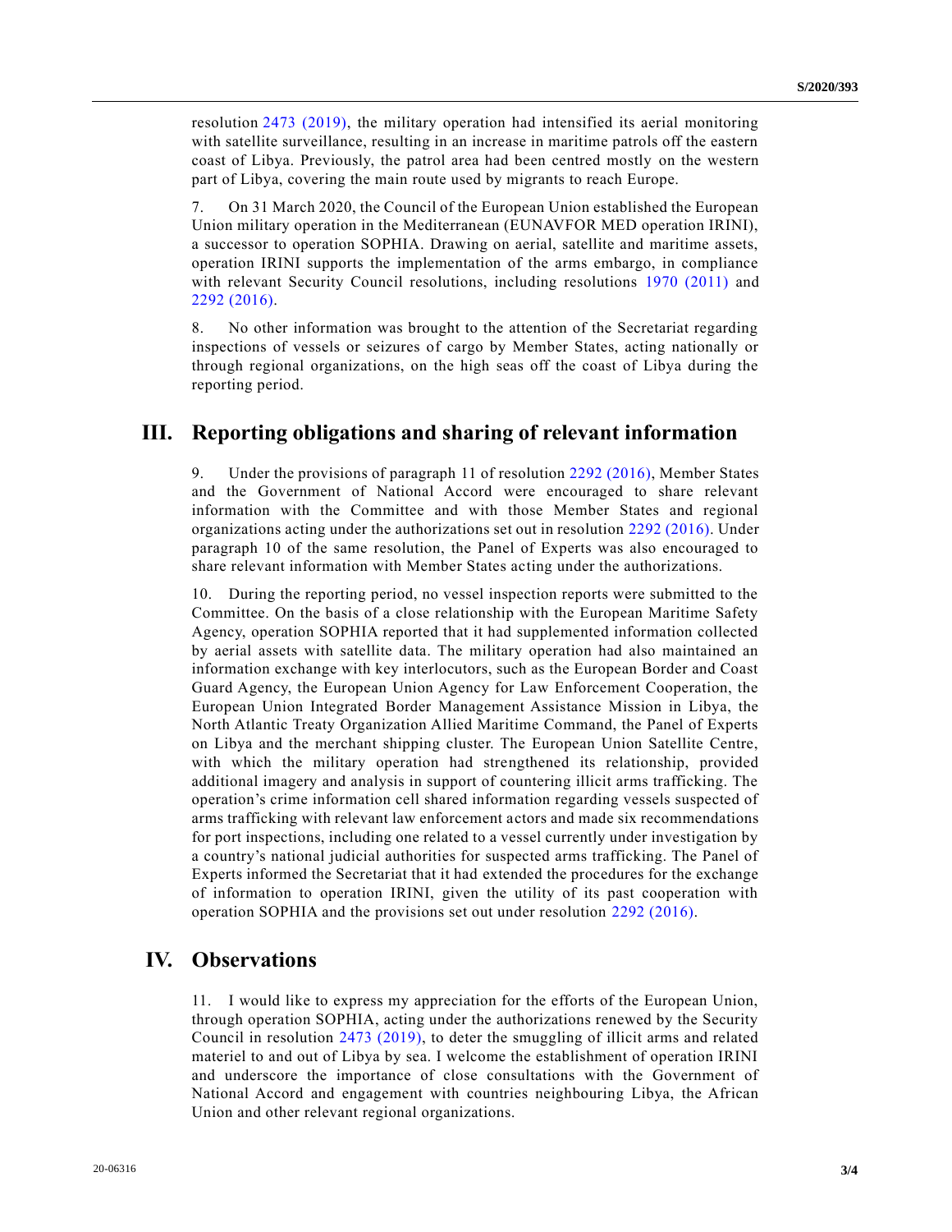resolution 2473 (2019), the military operation had intensified its aerial monitoring with satellite surveillance, resulting in an increase in maritime patrols off the eastern coast of Libya. Previously, the patrol area had been centred mostly on the western part of Libya, covering the main route used by migrants to reach Europe.

7. On 31 March 2020, the Council of the European Union established the European Union military operation in the Mediterranean (EUNAVFOR MED operation IRINI), a successor to operation SOPHIA. Drawing on aerial, satellite and maritime assets, operation IRINI supports the implementation of the arms embargo, in compliance with relevant Security Council resolutions, including resolutions 1970 (2011) and 2292 (2016).

8. No other information was brought to the attention of the Secretariat regarding inspections of vessels or seizures of cargo by Member States, acting nationally or through regional organizations, on the high seas off the coast of Libya during the reporting period.

## III. Reporting obligations and sharing of relevant information

9. Under the provisions of paragraph 11 of resolution 2292 (2016), Member States and the Government of National Accord were encouraged to share relevant information with the Committee and with those Member States and regional organizations acting under the authorizations set out in resolution 2292 (2016). Under paragraph 10 of the same resolution, the Panel of Experts was also encouraged to share relevant information with Member States acting under the authorizations.

10. During the reporting period, no vessel inspection reports were submitted to the Committee. On the basis of a close relationship with the European Maritime Safety Agency, operation SOPHIA reported that it had supplemented information collected by aerial assets with satellite data. The military operation had also maintained an information exchange with key interlocutors, such as the European Border and Coast Guard Agency, the European Union Agency for Law Enforcement Cooperation, the European Union Integrated Border Management Assistance Mission in Libya, the North Atlantic Treaty Organization Allied Maritime Command, the Panel of Experts on Libya and the merchant shipping cluster. The European Union Satellite Centre, with which the military operation had strengthened its relationship, provided additional imagery and analysis in support of countering illicit arms trafficking. The operation's crime information cell shared information regarding vessels suspected of arms trafficking with relevant law enforcement actors and made six recommendations for port inspections, including one related to a vessel currently under investigation by a country's national judicial authorities for suspected arms trafficking. The Panel of Experts informed the Secretariat that it had extended the procedures for the exchange of information to operation IRINI, given the utility of its past cooperation with operation SOPHIA and the provisions set out under resolution 2292 (2016).

## IV. Observations

11. I would like to express my appreciation for the efforts of the European Union, through operation SOPHIA, acting under the authorizations renewed by the Security Council in resolution 2473 (2019), to deter the smuggling of illicit arms and related materiel to and out of Libya by sea. I welcome the establishment of operation IRINI and underscore the importance of close consultations with the Government of National Accord and engagement with countries neighbouring Libya, the African Union and other relevant regional organizations.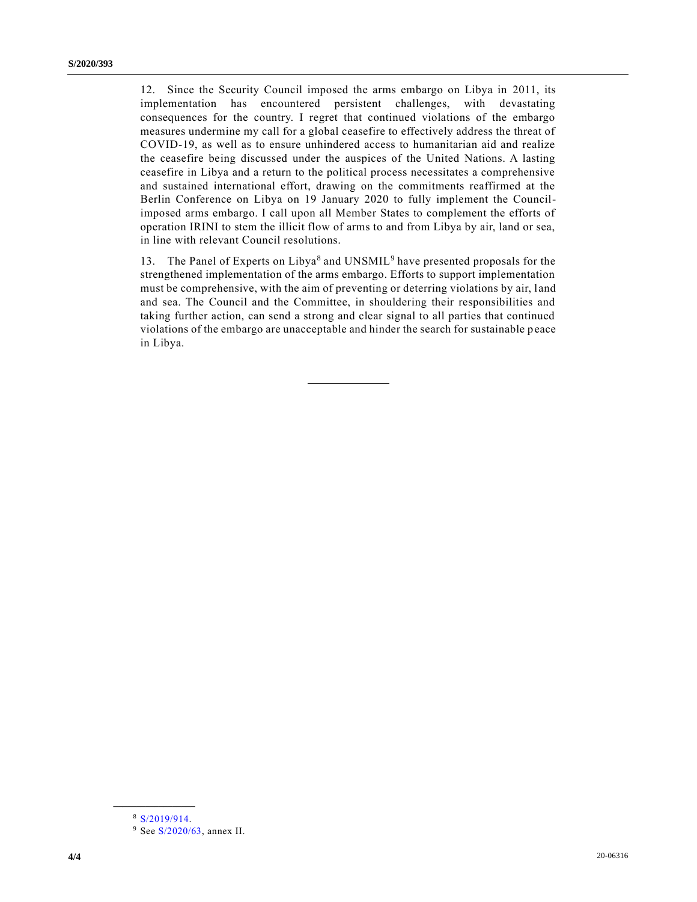12. Since the Security Council imposed the arms embargo on Libya in 2011, its implementation has encountered persistent challenges, with devastating consequences for the country. I regret that continued violations of the embargo measures undermine my call for a global ceasefire to effectively address the threat of COVID-19, as well as to ensure unhindered access to humanitarian aid and realize the ceasefire being discussed under the auspices of the United Nations. A lasting ceasefire in Libya and a return to the political process necessitates a comprehensive and sustained international effort, drawing on the commitments reaffirmed at the Berlin Conference on Libya on 19 January 2020 to fully implement the Council-imposed arms embargo. I call upon all Member States to complement the efforts of operation IRINI to stem the illicit flow of arms to and from Libya by air, land or sea, in line with relevant Council resolutions.

13. The Panel of Experts on Libya[8] and UNSMIL[9] have presented proposals for the strengthened implementation of the arms embargo. Efforts to support implementation must be comprehensive, with the aim of preventing or deterring violations by air, land and sea. The Council and the Committee, in shouldering their responsibilities and taking further action, can send a strong and clear signal to all parties that continued violations of the embargo are unacceptable and hinder the search for sustainable peace in Libya.

---

[8] S/2019/914.

[9] See S/2020/63, annex II.